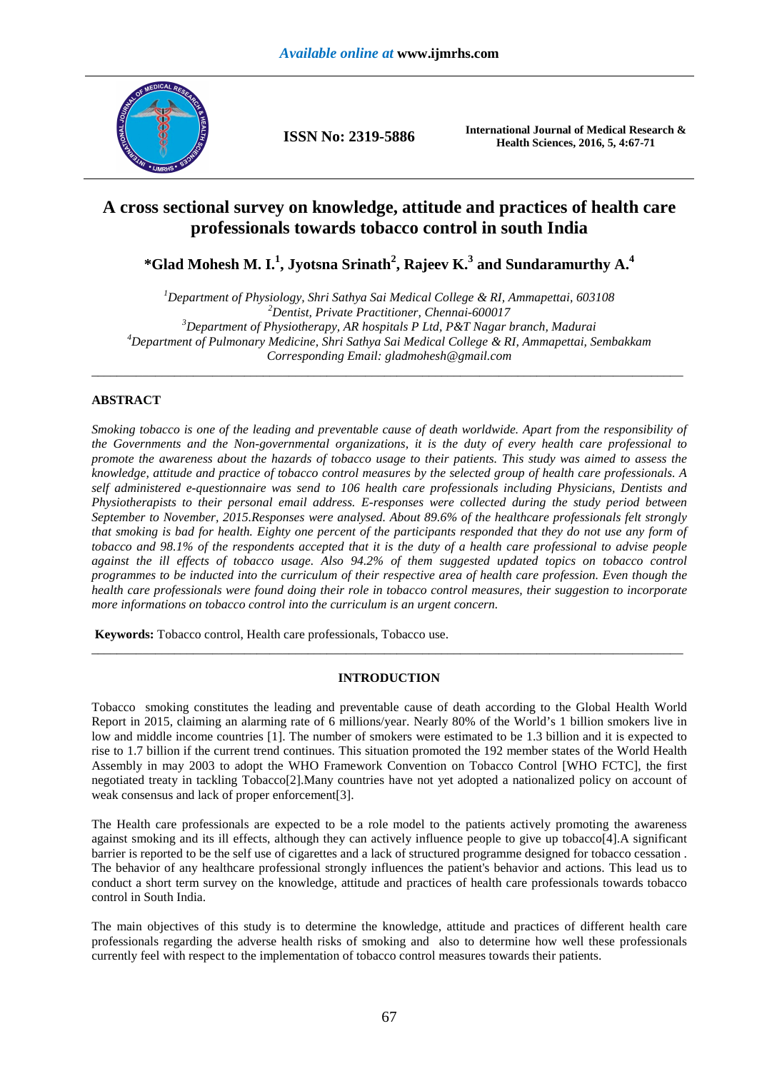# A cross sectional survey on knowledge, attitude and practices of health care professionals towards tobacco control in south India

**\*Glad Mohesh M. I.[1], Jyotsna Srinath[2], Rajeev K.[3] and Sundaramurthy A.[4]**

*[1]Department of Physiology, Shri Sathya Sai Medical College & RI, Ammapettai, 603108*
*[2]Dentist, Private Practitioner, Chennai-600017*
*[3]Department of Physiotherapy, AR hospitals P Ltd, P&T Nagar branch, Madurai*
*[4]Department of Pulmonary Medicine, Shri Sathya Sai Medical College & RI, Ammapettai, Sembakkam*
*Corresponding Email: gladmohesh@gmail.com*

---

## ABSTRACT

*Smoking tobacco is one of the leading and preventable cause of death worldwide. Apart from the responsibility of the Governments and the Non-governmental organizations, it is the duty of every health care professional to promote the awareness about the hazards of tobacco usage to their patients. This study was aimed to assess the knowledge, attitude and practice of tobacco control measures by the selected group of health care professionals. A self administered e-questionnaire was send to 106 health care professionals including Physicians, Dentists and Physiotherapists to their personal email address. E-responses were collected during the study period between September to November, 2015.Responses were analysed. About 89.6% of the healthcare professionals felt strongly that smoking is bad for health. Eighty one percent of the participants responded that they do not use any form of tobacco and 98.1% of the respondents accepted that it is the duty of a health care professional to advise people against the ill effects of tobacco usage. Also 94.2% of them suggested updated topics on tobacco control programmes to be inducted into the curriculum of their respective area of health care profession. Even though the health care professionals were found doing their role in tobacco control measures, their suggestion to incorporate more informations on tobacco control into the curriculum is an urgent concern.*

**Keywords:** Tobacco control, Health care professionals, Tobacco use.

---

## INTRODUCTION

Tobacco smoking constitutes the leading and preventable cause of death according to the Global Health World Report in 2015, claiming an alarming rate of 6 millions/year. Nearly 80% of the World's 1 billion smokers live in low and middle income countries [1]. The number of smokers were estimated to be 1.3 billion and it is expected to rise to 1.7 billion if the current trend continues. This situation promoted the 192 member states of the World Health Assembly in may 2003 to adopt the WHO Framework Convention on Tobacco Control [WHO FCTC], the first negotiated treaty in tackling Tobacco[2].Many countries have not yet adopted a nationalized policy on account of weak consensus and lack of proper enforcement[3].

The Health care professionals are expected to be a role model to the patients actively promoting the awareness against smoking and its ill effects, although they can actively influence people to give up tobacco[4].A significant barrier is reported to be the self use of cigarettes and a lack of structured programme designed for tobacco cessation . The behavior of any healthcare professional strongly influences the patient's behavior and actions. This lead us to conduct a short term survey on the knowledge, attitude and practices of health care professionals towards tobacco control in South India.

The main objectives of this study is to determine the knowledge, attitude and practices of different health care professionals regarding the adverse health risks of smoking and also to determine how well these professionals currently feel with respect to the implementation of tobacco control measures towards their patients.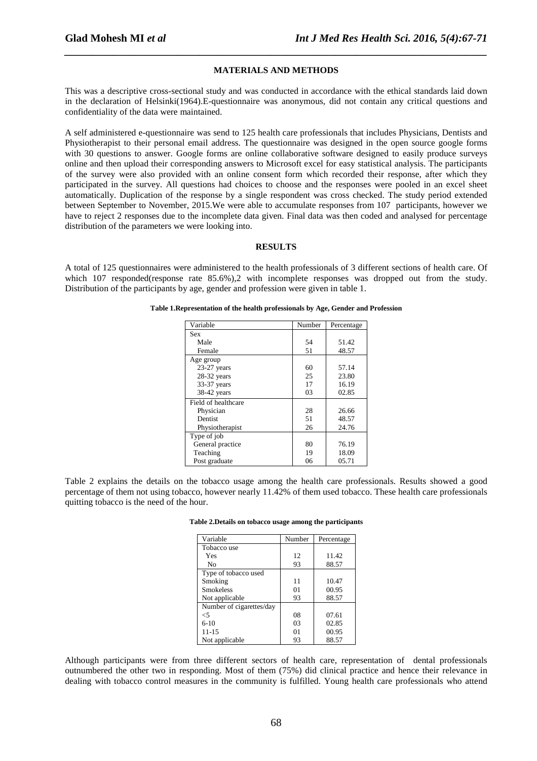## MATERIALS AND METHODS

This was a descriptive cross-sectional study and was conducted in accordance with the ethical standards laid down in the declaration of Helsinki(1964).E-questionnaire was anonymous, did not contain any critical questions and confidentiality of the data were maintained.

A self administered e-questionnaire was send to 125 health care professionals that includes Physicians, Dentists and Physiotherapist to their personal email address. The questionnaire was designed in the open source google forms with 30 questions to answer. Google forms are online collaborative software designed to easily produce surveys online and then upload their corresponding answers to Microsoft excel for easy statistical analysis. The participants of the survey were also provided with an online consent form which recorded their response, after which they participated in the survey. All questions had choices to choose and the responses were pooled in an excel sheet automatically. Duplication of the response by a single respondent was cross checked. The study period extended between September to November, 2015.We were able to accumulate responses from 107 participants, however we have to reject 2 responses due to the incomplete data given. Final data was then coded and analysed for percentage distribution of the parameters we were looking into.

## RESULTS

A total of 125 questionnaires were administered to the health professionals of 3 different sections of health care. Of which 107 responded(response rate 85.6%),2 with incomplete responses was dropped out from the study. Distribution of the participants by age, gender and profession were given in table 1.

**Table 1.Representation of the health professionals by Age, Gender and Profession**

| Variable | Number | Percentage |
|---|---|---|
| Sex | | |
| Male | 54 | 51.42 |
| Female | 51 | 48.57 |
| Age group | | |
| 23-27 years | 60 | 57.14 |
| 28-32 years | 25 | 23.80 |
| 33-37 years | 17 | 16.19 |
| 38-42 years | 03 | 02.85 |
| Field of healthcare | | |
| Physician | 28 | 26.66 |
| Dentist | 51 | 48.57 |
| Physiotherapist | 26 | 24.76 |
| Type of job | | |
| General practice | 80 | 76.19 |
| Teaching | 19 | 18.09 |
| Post graduate | 06 | 05.71 |

Table 2 explains the details on the tobacco usage among the health care professionals. Results showed a good percentage of them not using tobacco, however nearly 11.42% of them used tobacco. These health care professionals quitting tobacco is the need of the hour.

**Table 2.Details on tobacco usage among the participants**

| Variable | Number | Percentage |
|---|---|---|
| Tobacco use | | |
| Yes | 12 | 11.42 |
| No | 93 | 88.57 |
| Type of tobacco used | | |
| Smoking | 11 | 10.47 |
| Smokeless | 01 | 00.95 |
| Not applicable | 93 | 88.57 |
| Number of cigarettes/day | | |
| <5 | 08 | 07.61 |
| 6-10 | 03 | 02.85 |
| 11-15 | 01 | 00.95 |
| Not applicable | 93 | 88.57 |

Although participants were from three different sectors of health care, representation of dental professionals outnumbered the other two in responding. Most of them (75%) did clinical practice and hence their relevance in dealing with tobacco control measures in the community is fulfilled. Young health care professionals who attend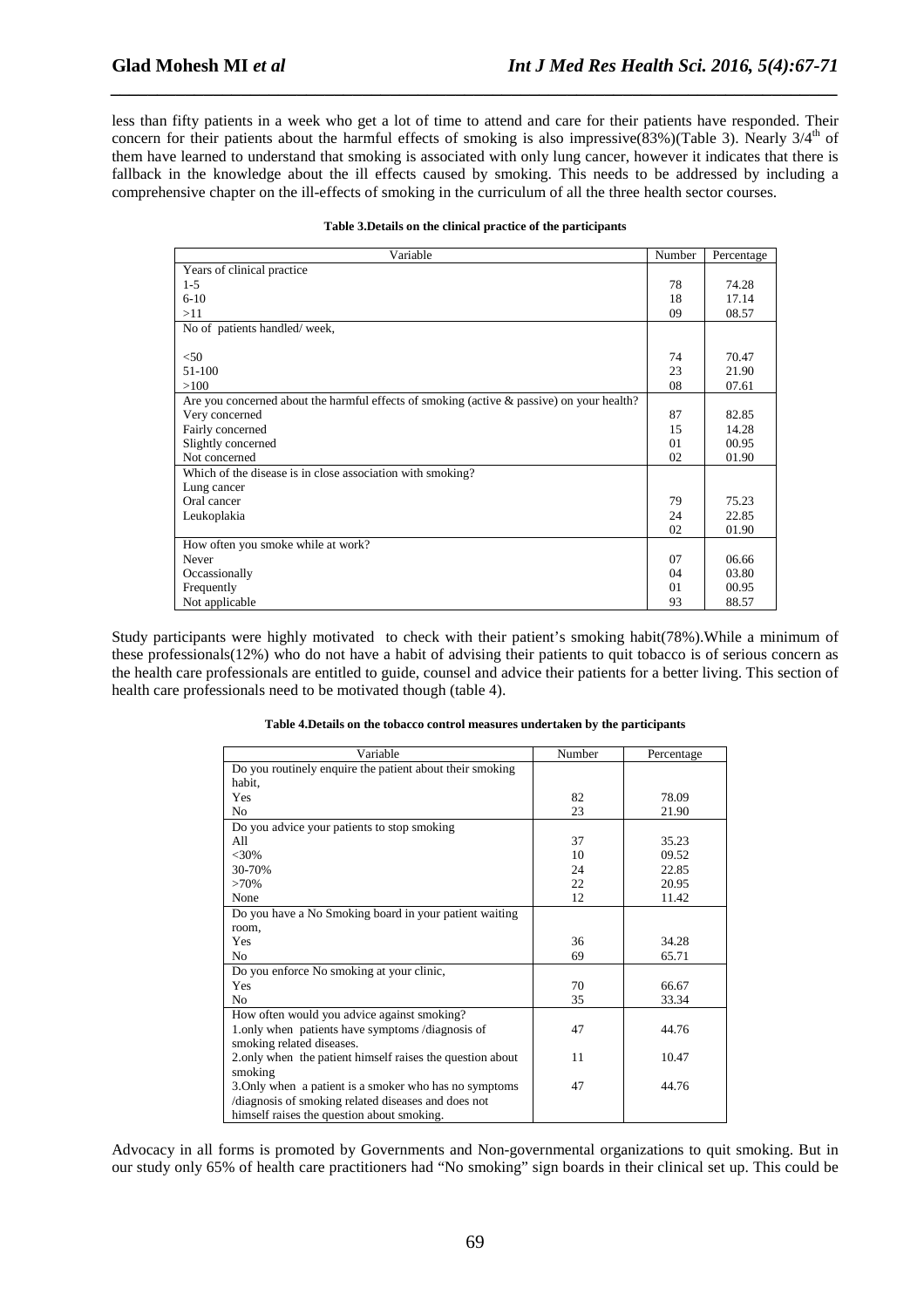less than fifty patients in a week who get a lot of time to attend and care for their patients have responded. Their concern for their patients about the harmful effects of smoking is also impressive(83%)(Table 3). Nearly 3/4$^{th}$ of them have learned to understand that smoking is associated with only lung cancer, however it indicates that there is fallback in the knowledge about the ill effects caused by smoking. This needs to be addressed by including a comprehensive chapter on the ill-effects of smoking in the curriculum of all the three health sector courses.

**Table 3.Details on the clinical practice of the participants**

| Variable | Number | Percentage |
|---|---|---|
| Years of clinical practice | | |
| 1-5 | 78 | 74.28 |
| 6-10 | 18 | 17.14 |
| >11 | 09 | 08.57 |
| No of patients handled/ week, | | |
| <50 | 74 | 70.47 |
| 51-100 | 23 | 21.90 |
| >100 | 08 | 07.61 |
| Are you concerned about the harmful effects of smoking (active & passive) on your health? | | |
| Very concerned | 87 | 82.85 |
| Fairly concerned | 15 | 14.28 |
| Slightly concerned | 01 | 00.95 |
| Not concerned | 02 | 01.90 |
| Which of the disease is in close association with smoking? | | |
| Lung cancer | | |
| Oral cancer | 79 | 75.23 |
| Leukoplakia | 24 | 22.85 |
| | 02 | 01.90 |
| How often you smoke while at work? | | |
| Never | 07 | 06.66 |
| Occassionally | 04 | 03.80 |
| Frequently | 01 | 00.95 |
| Not applicable | 93 | 88.57 |

Study participants were highly motivated to check with their patient's smoking habit(78%).While a minimum of these professionals(12%) who do not have a habit of advising their patients to quit tobacco is of serious concern as the health care professionals are entitled to guide, counsel and advice their patients for a better living. This section of health care professionals need to be motivated though (table 4).

**Table 4.Details on the tobacco control measures undertaken by the participants**

| Variable | Number | Percentage |
|---|---|---|
| Do you routinely enquire the patient about their smoking habit, | | |
| Yes | 82 | 78.09 |
| No | 23 | 21.90 |
| Do you advice your patients to stop smoking | | |
| All | 37 | 35.23 |
| <30% | 10 | 09.52 |
| 30-70% | 24 | 22.85 |
| >70% | 22 | 20.95 |
| None | 12 | 11.42 |
| Do you have a No Smoking board in your patient waiting room, | | |
| Yes | 36 | 34.28 |
| No | 69 | 65.71 |
| Do you enforce No smoking at your clinic, | | |
| Yes | 70 | 66.67 |
| No | 35 | 33.34 |
| How often would you advice against smoking? | | |
| 1.only when patients have symptoms /diagnosis of smoking related diseases. | 47 | 44.76 |
| 2.only when the patient himself raises the question about smoking | 11 | 10.47 |
| 3.Only when a patient is a smoker who has no symptoms /diagnosis of smoking related diseases and does not himself raises the question about smoking. | 47 | 44.76 |

Advocacy in all forms is promoted by Governments and Non-governmental organizations to quit smoking. But in our study only 65% of health care practitioners had "No smoking" sign boards in their clinical set up. This could be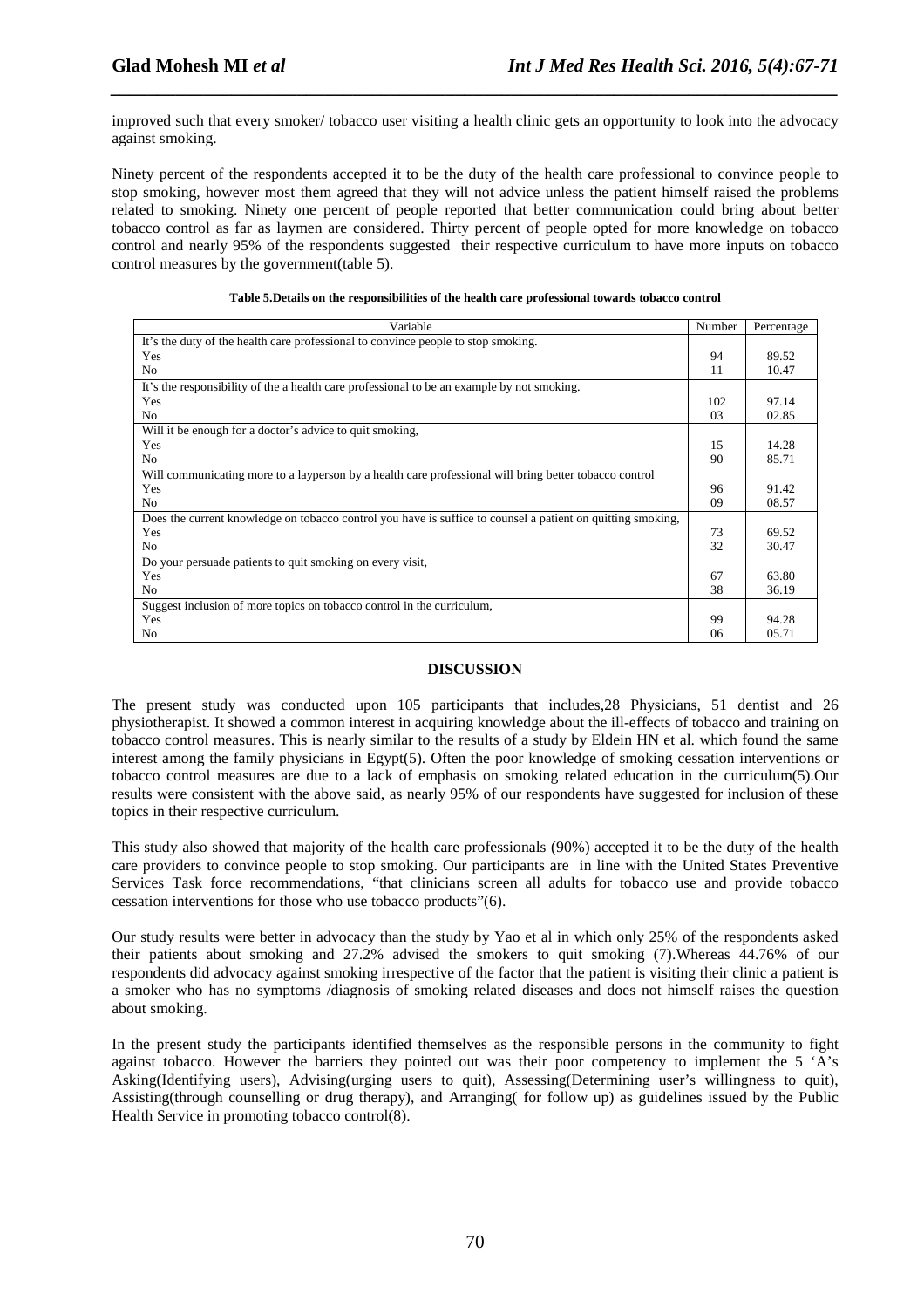improved such that every smoker/ tobacco user visiting a health clinic gets an opportunity to look into the advocacy against smoking.

Ninety percent of the respondents accepted it to be the duty of the health care professional to convince people to stop smoking, however most them agreed that they will not advice unless the patient himself raised the problems related to smoking. Ninety one percent of people reported that better communication could bring about better tobacco control as far as laymen are considered. Thirty percent of people opted for more knowledge on tobacco control and nearly 95% of the respondents suggested their respective curriculum to have more inputs on tobacco control measures by the government(table 5).

**Table 5.Details on the responsibilities of the health care professional towards tobacco control**

| Variable | Number | Percentage |
|---|---|---|
| It's the duty of the health care professional to convince people to stop smoking. | | |
| Yes | 94 | 89.52 |
| No | 11 | 10.47 |
| It's the responsibility of the a health care professional to be an example by not smoking. | | |
| Yes | 102 | 97.14 |
| No | 03 | 02.85 |
| Will it be enough for a doctor's advice to quit smoking, | | |
| Yes | 15 | 14.28 |
| No | 90 | 85.71 |
| Will communicating more to a layperson by a health care professional will bring better tobacco control | | |
| Yes | 96 | 91.42 |
| No | 09 | 08.57 |
| Does the current knowledge on tobacco control you have is suffice to counsel a patient on quitting smoking, | | |
| Yes | 73 | 69.52 |
| No | 32 | 30.47 |
| Do your persuade patients to quit smoking on every visit, | | |
| Yes | 67 | 63.80 |
| No | 38 | 36.19 |
| Suggest inclusion of more topics on tobacco control in the curriculum, | | |
| Yes | 99 | 94.28 |
| No | 06 | 05.71 |

## DISCUSSION

The present study was conducted upon 105 participants that includes,28 Physicians, 51 dentist and 26 physiotherapist. It showed a common interest in acquiring knowledge about the ill-effects of tobacco and training on tobacco control measures. This is nearly similar to the results of a study by Eldein HN et al. which found the same interest among the family physicians in Egypt(5). Often the poor knowledge of smoking cessation interventions or tobacco control measures are due to a lack of emphasis on smoking related education in the curriculum(5).Our results were consistent with the above said, as nearly 95% of our respondents have suggested for inclusion of these topics in their respective curriculum.

This study also showed that majority of the health care professionals (90%) accepted it to be the duty of the health care providers to convince people to stop smoking. Our participants are in line with the United States Preventive Services Task force recommendations, "that clinicians screen all adults for tobacco use and provide tobacco cessation interventions for those who use tobacco products"(6).

Our study results were better in advocacy than the study by Yao et al in which only 25% of the respondents asked their patients about smoking and 27.2% advised the smokers to quit smoking (7).Whereas 44.76% of our respondents did advocacy against smoking irrespective of the factor that the patient is visiting their clinic a patient is a smoker who has no symptoms /diagnosis of smoking related diseases and does not himself raises the question about smoking.

In the present study the participants identified themselves as the responsible persons in the community to fight against tobacco. However the barriers they pointed out was their poor competency to implement the 5 'A's Asking(Identifying users), Advising(urging users to quit), Assessing(Determining user's willingness to quit), Assisting(through counselling or drug therapy), and Arranging( for follow up) as guidelines issued by the Public Health Service in promoting tobacco control(8).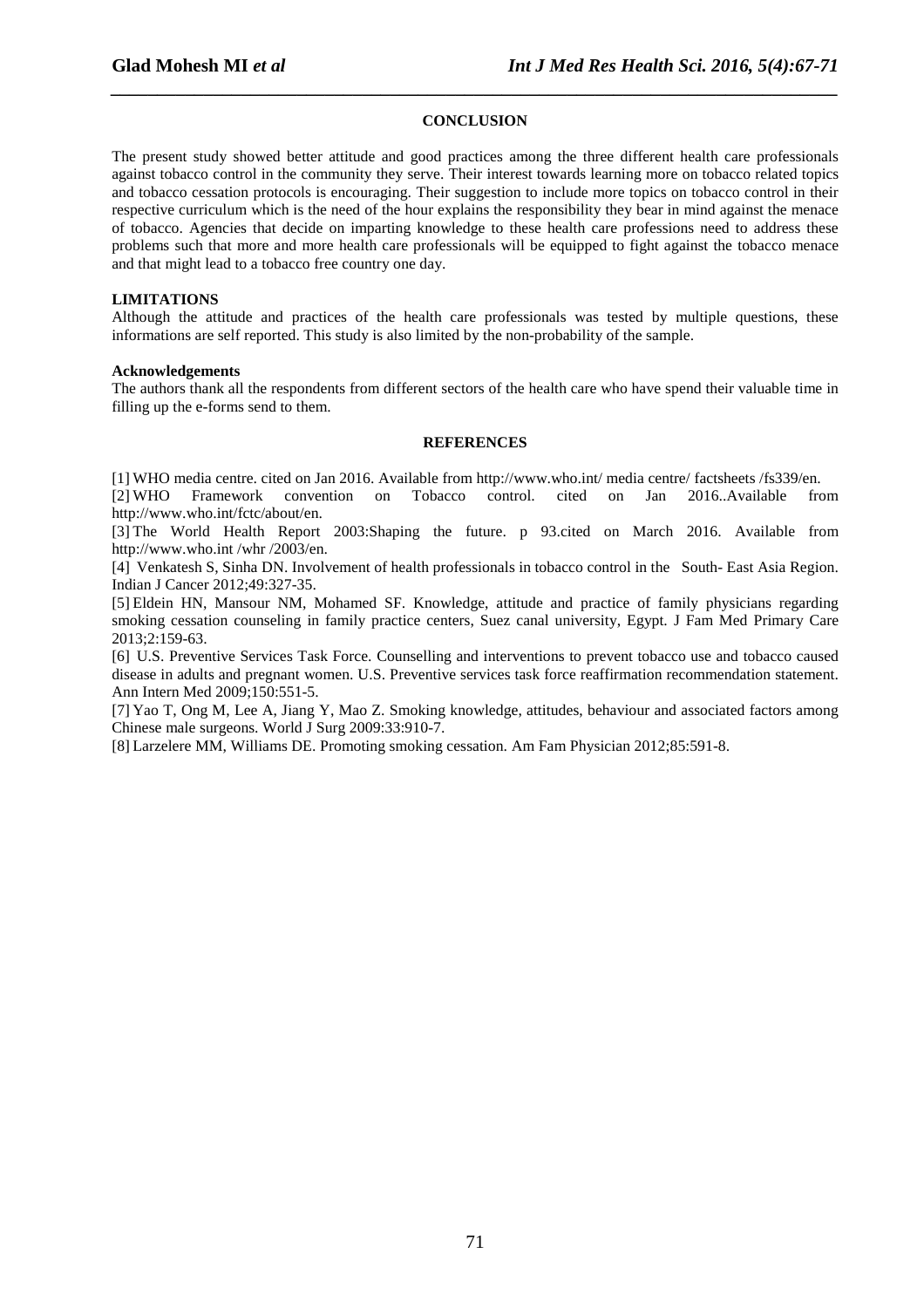## CONCLUSION

The present study showed better attitude and good practices among the three different health care professionals against tobacco control in the community they serve. Their interest towards learning more on tobacco related topics and tobacco cessation protocols is encouraging. Their suggestion to include more topics on tobacco control in their respective curriculum which is the need of the hour explains the responsibility they bear in mind against the menace of tobacco. Agencies that decide on imparting knowledge to these health care professions need to address these problems such that more and more health care professionals will be equipped to fight against the tobacco menace and that might lead to a tobacco free country one day.

## LIMITATIONS

Although the attitude and practices of the health care professionals was tested by multiple questions, these informations are self reported. This study is also limited by the non-probability of the sample.

### Acknowledgements

The authors thank all the respondents from different sectors of the health care who have spend their valuable time in filling up the e-forms send to them.

## REFERENCES

[1] WHO media centre. cited on Jan 2016. Available from http://www.who.int/ media centre/ factsheets /fs339/en.

[2] WHO Framework convention on Tobacco control. cited on Jan 2016..Available from http://www.who.int/fctc/about/en.

[3] The World Health Report 2003:Shaping the future. p 93.cited on March 2016. Available from http://www.who.int /whr /2003/en.

[4] Venkatesh S, Sinha DN. Involvement of health professionals in tobacco control in the South- East Asia Region. Indian J Cancer 2012;49:327-35.

[5] Eldein HN, Mansour NM, Mohamed SF. Knowledge, attitude and practice of family physicians regarding smoking cessation counseling in family practice centers, Suez canal university, Egypt. J Fam Med Primary Care 2013;2:159-63.

[6] U.S. Preventive Services Task Force. Counselling and interventions to prevent tobacco use and tobacco caused disease in adults and pregnant women. U.S. Preventive services task force reaffirmation recommendation statement. Ann Intern Med 2009;150:551-5.

[7] Yao T, Ong M, Lee A, Jiang Y, Mao Z. Smoking knowledge, attitudes, behaviour and associated factors among Chinese male surgeons. World J Surg 2009:33:910-7.

[8] Larzelere MM, Williams DE. Promoting smoking cessation. Am Fam Physician 2012;85:591-8.